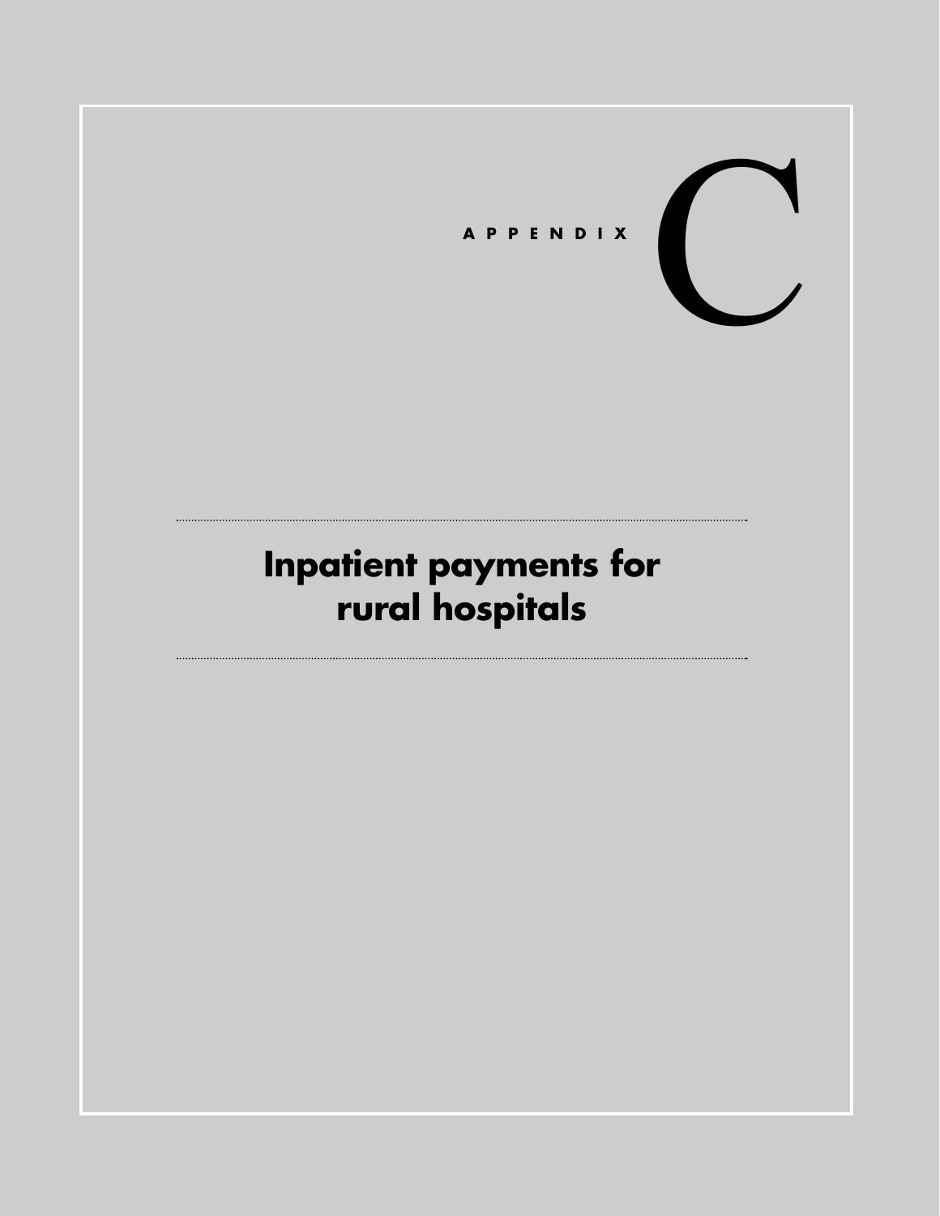APPENDIX C

# Inpatient payments for rural hospitals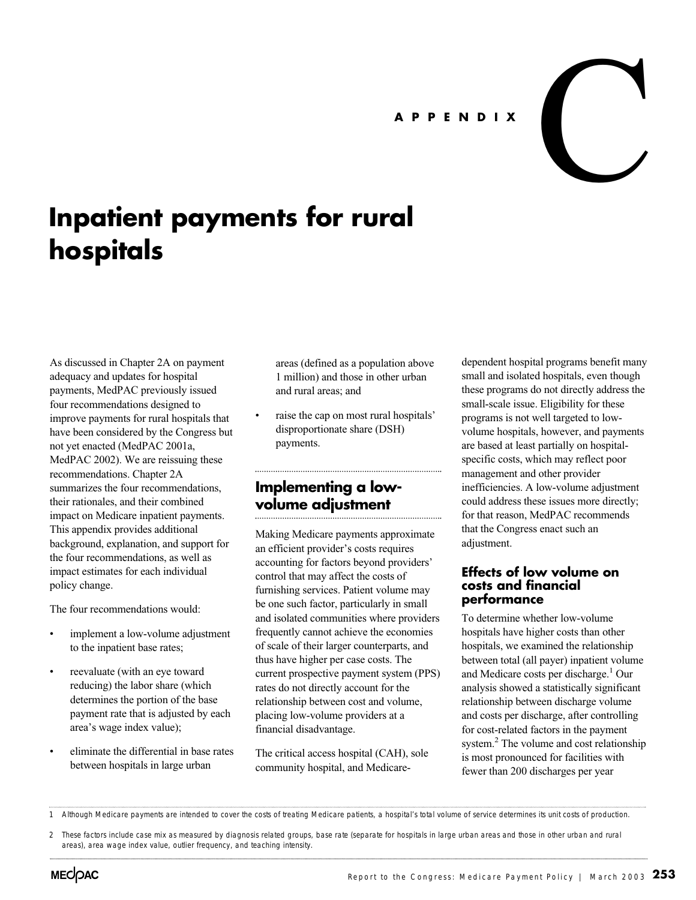# APPENDIX C

# Inpatient payments for rural hospitals

As discussed in Chapter 2A on payment adequacy and updates for hospital payments, MedPAC previously issued four recommendations designed to improve payments for rural hospitals that have been considered by the Congress but not yet enacted (MedPAC 2001a, MedPAC 2002). We are reissuing these recommendations. Chapter 2A summarizes the four recommendations, their rationales, and their combined impact on Medicare inpatient payments. This appendix provides additional background, explanation, and support for the four recommendations, as well as impact estimates for each individual policy change.

The four recommendations would:

- implement a low-volume adjustment to the inpatient base rates;
- reevaluate (with an eye toward reducing) the labor share (which determines the portion of the base payment rate that is adjusted by each area's wage index value);
- eliminate the differential in base rates between hospitals in large urban areas (defined as a population above 1 million) and those in other urban and rural areas; and
- raise the cap on most rural hospitals' disproportionate share (DSH) payments.

## Implementing a low-volume adjustment

Making Medicare payments approximate an efficient provider's costs requires accounting for factors beyond providers' control that may affect the costs of furnishing services. Patient volume may be one such factor, particularly in small and isolated communities where providers frequently cannot achieve the economies of scale of their larger counterparts, and thus have higher per case costs. The current prospective payment system (PPS) rates do not directly account for the relationship between cost and volume, placing low-volume providers at a financial disadvantage.

The critical access hospital (CAH), sole community hospital, and Medicare-dependent hospital programs benefit many small and isolated hospitals, even though these programs do not directly address the small-scale issue. Eligibility for these programs is not well targeted to low-volume hospitals, however, and payments are based at least partially on hospital-specific costs, which may reflect poor management and other provider inefficiencies. A low-volume adjustment could address these issues more directly; for that reason, MedPAC recommends that the Congress enact such an adjustment.

### Effects of low volume on costs and financial performance

To determine whether low-volume hospitals have higher costs than other hospitals, we examined the relationship between total (all payer) inpatient volume and Medicare costs per discharge.[1] Our analysis showed a statistically significant relationship between discharge volume and costs per discharge, after controlling for cost-related factors in the payment system.[2] The volume and cost relationship is most pronounced for facilities with fewer than 200 discharges per year

---

1 Although Medicare payments are intended to cover the costs of treating Medicare patients, a hospital's total volume of service determines its unit costs of production.

2 These factors include case mix as measured by diagnosis related groups, base rate (separate for hospitals in large urban areas and those in other urban and rural areas), area wage index value, outlier frequency, and teaching intensity.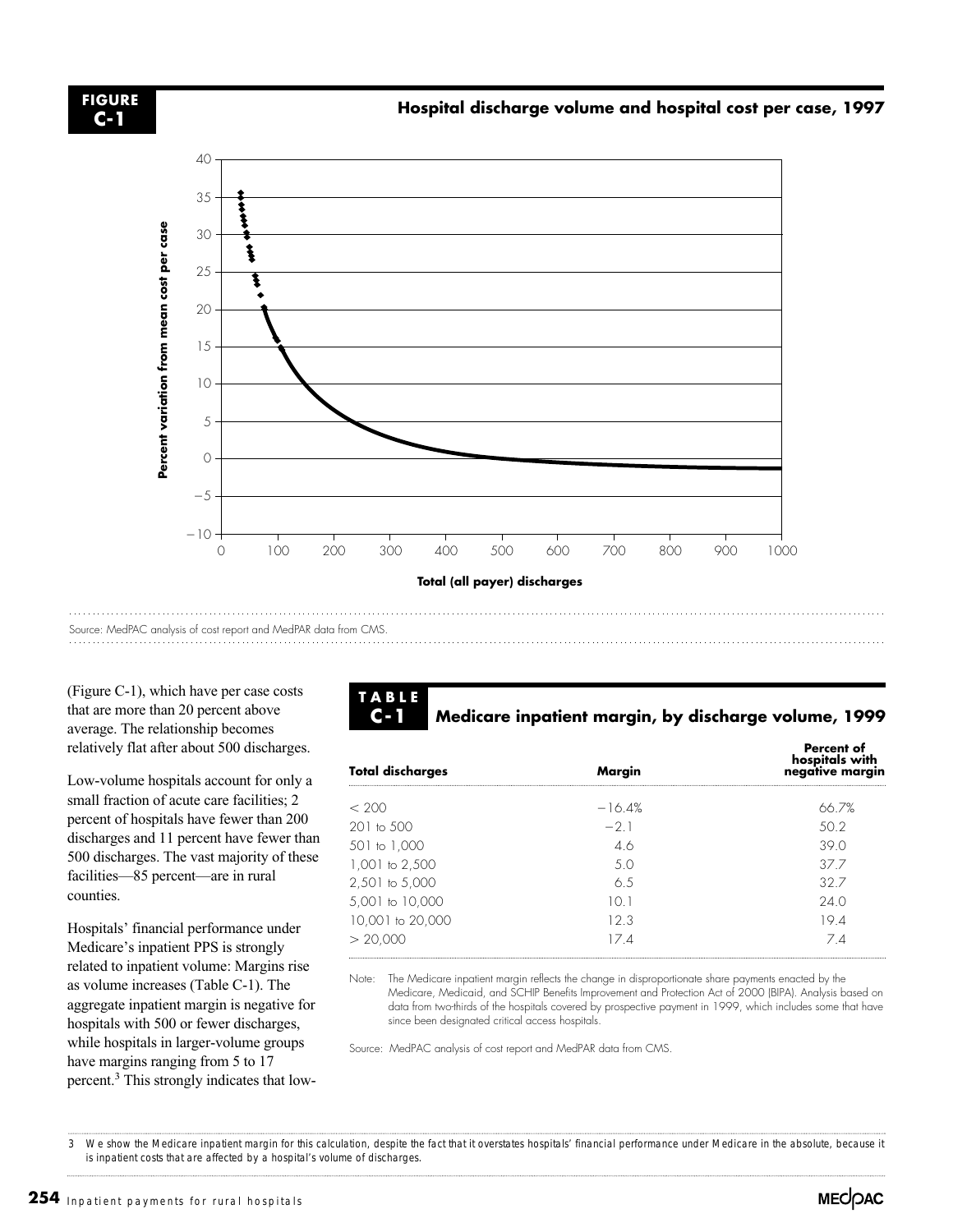**FIGURE C-1**

**Hospital discharge volume and hospital cost per case, 1997**

Percent variation from mean cost per case

40
35
30
25
20
15
10
5
0
−5
−10

0 100 200 300 400 500 600 700 800 900 1000

Total (all payer) discharges

Source: MedPAC analysis of cost report and MedPAR data from CMS.

(Figure C-1), which have per case costs that are more than 20 percent above average. The relationship becomes relatively flat after about 500 discharges.

Low-volume hospitals account for only a small fraction of acute care facilities; 2 percent of hospitals have fewer than 200 discharges and 11 percent have fewer than 500 discharges. The vast majority of these facilities—85 percent—are in rural counties.

Hospitals' financial performance under Medicare's inpatient PPS is strongly related to inpatient volume: Margins rise as volume increases (Table C-1). The aggregate inpatient margin is negative for hospitals with 500 or fewer discharges, while hospitals in larger-volume groups have margins ranging from 5 to 17 percent.[3] This strongly indicates that low-

**TABLE C-1**

**Medicare inpatient margin, by discharge volume, 1999**

| Total discharges | Margin | Percent of hospitals with negative margin |
|---|---|---|
| < 200 | −16.4% | 66.7% |
| 201 to 500 | −2.1 | 50.2 |
| 501 to 1,000 | 4.6 | 39.0 |
| 1,001 to 2,500 | 5.0 | 37.7 |
| 2,501 to 5,000 | 6.5 | 32.7 |
| 5,001 to 10,000 | 10.1 | 24.0 |
| 10,001 to 20,000 | 12.3 | 19.4 |
| > 20,000 | 17.4 | 7.4 |

Note: The Medicare inpatient margin reflects the change in disproportionate share payments enacted by the Medicare, Medicaid, and SCHIP Benefits Improvement and Protection Act of 2000 (BIPA). Analysis based on data from two-thirds of the hospitals covered by prospective payment in 1999, which includes some that have since been designated critical access hospitals.

Source: MedPAC analysis of cost report and MedPAR data from CMS.

3 We show the Medicare inpatient margin for this calculation, despite the fact that it overstates hospitals' financial performance under Medicare in the absolute, because it is inpatient costs that are affected by a hospital's volume of discharges.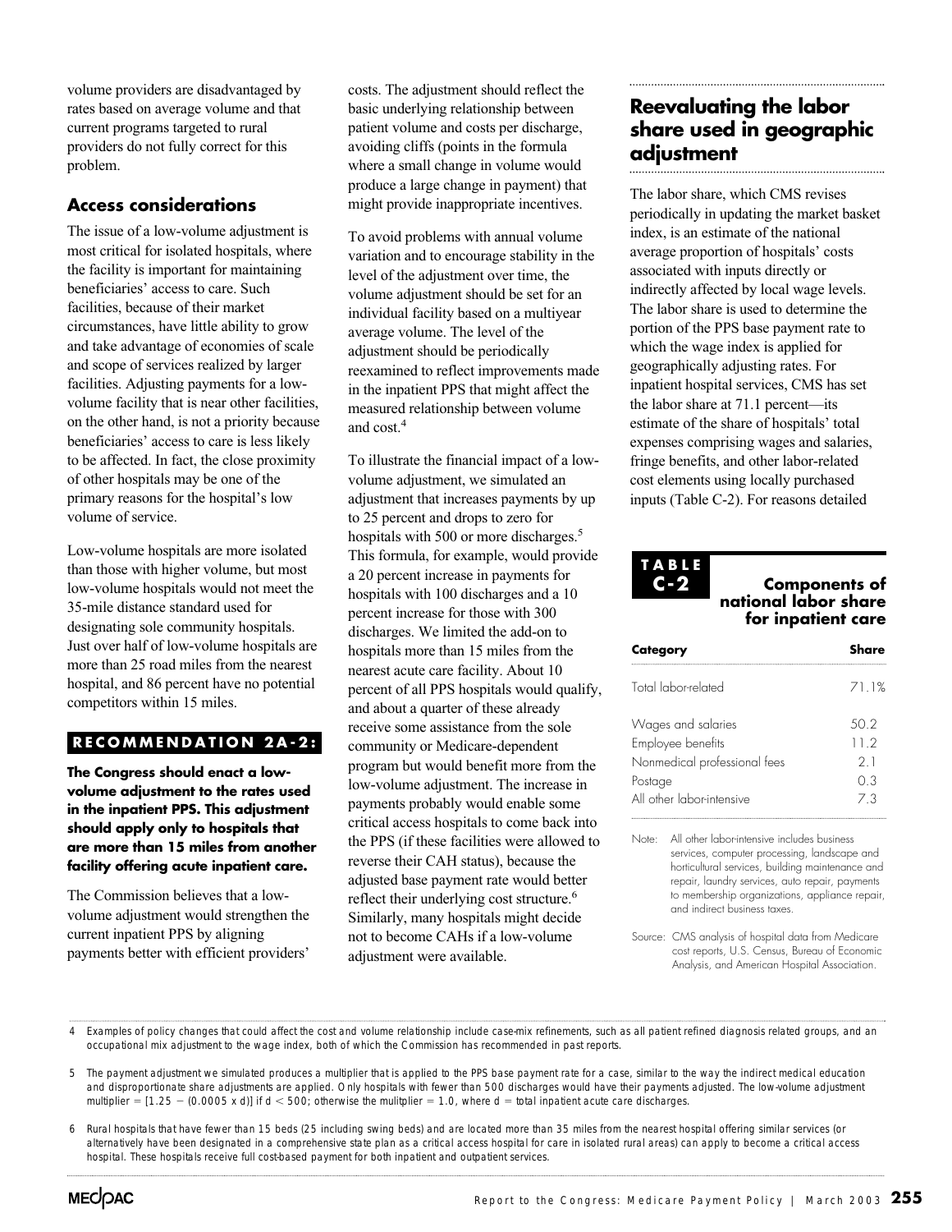volume providers are disadvantaged by rates based on average volume and that current programs targeted to rural providers do not fully correct for this problem.

### Access considerations

The issue of a low-volume adjustment is most critical for isolated hospitals, where the facility is important for maintaining beneficiaries' access to care. Such facilities, because of their market circumstances, have little ability to grow and take advantage of economies of scale and scope of services realized by larger facilities. Adjusting payments for a low-volume facility that is near other facilities, on the other hand, is not a priority because beneficiaries' access to care is less likely to be affected. In fact, the close proximity of other hospitals may be one of the primary reasons for the hospital's low volume of service.

Low-volume hospitals are more isolated than those with higher volume, but most low-volume hospitals would not meet the 35-mile distance standard used for designating sole community hospitals. Just over half of low-volume hospitals are more than 25 road miles from the nearest hospital, and 86 percent have no potential competitors within 15 miles.

**RECOMMENDATION 2A-2:**

**The Congress should enact a low-volume adjustment to the rates used in the inpatient PPS. This adjustment should apply only to hospitals that are more than 15 miles from another facility offering acute inpatient care.**

The Commission believes that a low-volume adjustment would strengthen the current inpatient PPS by aligning payments better with efficient providers' costs. The adjustment should reflect the basic underlying relationship between patient volume and costs per discharge, avoiding cliffs (points in the formula where a small change in volume would produce a large change in payment) that might provide inappropriate incentives.

To avoid problems with annual volume variation and to encourage stability in the level of the adjustment over time, the volume adjustment should be set for an individual facility based on a multiyear average volume. The level of the adjustment should be periodically reexamined to reflect improvements made in the inpatient PPS that might affect the measured relationship between volume and cost.[4]

To illustrate the financial impact of a low-volume adjustment, we simulated an adjustment that increases payments by up to 25 percent and drops to zero for hospitals with 500 or more discharges.[5] This formula, for example, would provide a 20 percent increase in payments for hospitals with 100 discharges and a 10 percent increase for those with 300 discharges. We limited the add-on to hospitals more than 15 miles from the nearest acute care facility. About 10 percent of all PPS hospitals would qualify, and about a quarter of these already receive some assistance from the sole community or Medicare-dependent program but would benefit more from the low-volume adjustment. The increase in payments probably would enable some critical access hospitals to come back into the PPS (if these facilities were allowed to reverse their CAH status), because the adjusted base payment rate would better reflect their underlying cost structure.[6] Similarly, many hospitals might decide not to become CAHs if a low-volume adjustment were available.

## Reevaluating the labor share used in geographic adjustment

The labor share, which CMS revises periodically in updating the market basket index, is an estimate of the national average proportion of hospitals' costs associated with inputs directly or indirectly affected by local wage levels. The labor share is used to determine the portion of the PPS base payment rate to which the wage index is applied for geographically adjusting rates. For inpatient hospital services, CMS has set the labor share at 71.1 percent—its estimate of the share of hospitals' total expenses comprising wages and salaries, fringe benefits, and other labor-related cost elements using locally purchased inputs (Table C-2). For reasons detailed

**TABLE C-2 Components of national labor share for inpatient care**

| Category | Share |
|---|---|
| Total labor-related | 71.1% |
| Wages and salaries | 50.2 |
| Employee benefits | 11.2 |
| Nonmedical professional fees | 2.1 |
| Postage | 0.3 |
| All other labor-intensive | 7.3 |

Note: All other labor-intensive includes business services, computer processing, landscape and horticultural services, building maintenance and repair, laundry services, auto repair, payments to membership organizations, appliance repair, and indirect business taxes.

Source: CMS analysis of hospital data from Medicare cost reports, U.S. Census, Bureau of Economic Analysis, and American Hospital Association.

4 Examples of policy changes that could affect the cost and volume relationship include case-mix refinements, such as all patient refined diagnosis related groups, and an occupational mix adjustment to the wage index, both of which the Commission has recommended in past reports.

5 The payment adjustment we simulated produces a multiplier that is applied to the PPS base payment rate for a case, similar to the way the indirect medical education and disproportionate share adjustments are applied. Only hospitals with fewer than 500 discharges would have their payments adjusted. The low-volume adjustment multiplier $= [1.25 - (0.0005 \times d)]$ if $d < 500$; otherwise the mulitplier $= 1.0$, where $d =$ total inpatient acute care discharges.

6 Rural hospitals that have fewer than 15 beds (25 including swing beds) and are located more than 35 miles from the nearest hospital offering similar services (or alternatively have been designated in a comprehensive state plan as a critical access hospital for care in isolated rural areas) can apply to become a critical access hospital. These hospitals receive full cost-based payment for both inpatient and outpatient services.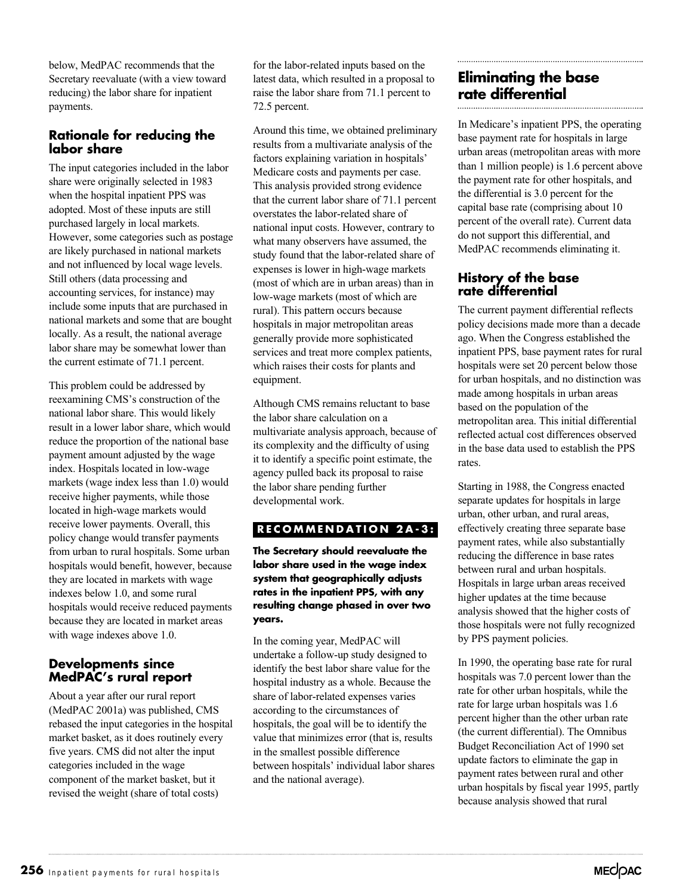below, MedPAC recommends that the Secretary reevaluate (with a view toward reducing) the labor share for inpatient payments.

### Rationale for reducing the labor share

The input categories included in the labor share were originally selected in 1983 when the hospital inpatient PPS was adopted. Most of these inputs are still purchased largely in local markets. However, some categories such as postage are likely purchased in national markets and not influenced by local wage levels. Still others (data processing and accounting services, for instance) may include some inputs that are purchased in national markets and some that are bought locally. As a result, the national average labor share may be somewhat lower than the current estimate of 71.1 percent.

This problem could be addressed by reexamining CMS's construction of the national labor share. This would likely result in a lower labor share, which would reduce the proportion of the national base payment amount adjusted by the wage index. Hospitals located in low-wage markets (wage index less than 1.0) would receive higher payments, while those located in high-wage markets would receive lower payments. Overall, this policy change would transfer payments from urban to rural hospitals. Some urban hospitals would benefit, however, because they are located in markets with wage indexes below 1.0, and some rural hospitals would receive reduced payments because they are located in market areas with wage indexes above 1.0.

### Developments since MedPAC's rural report

About a year after our rural report (MedPAC 2001a) was published, CMS rebased the input categories in the hospital market basket, as it does routinely every five years. CMS did not alter the input categories included in the wage component of the market basket, but it revised the weight (share of total costs) for the labor-related inputs based on the latest data, which resulted in a proposal to raise the labor share from 71.1 percent to 72.5 percent.

Around this time, we obtained preliminary results from a multivariate analysis of the factors explaining variation in hospitals' Medicare costs and payments per case. This analysis provided strong evidence that the current labor share of 71.1 percent overstates the labor-related share of national input costs. However, contrary to what many observers have assumed, the study found that the labor-related share of expenses is lower in high-wage markets (most of which are in urban areas) than in low-wage markets (most of which are rural). This pattern occurs because hospitals in major metropolitan areas generally provide more sophisticated services and treat more complex patients, which raises their costs for plants and equipment.

Although CMS remains reluctant to base the labor share calculation on a multivariate analysis approach, because of its complexity and the difficulty of using it to identify a specific point estimate, the agency pulled back its proposal to raise the labor share pending further developmental work.

**RECOMMENDATION 2A-3:**

**The Secretary should reevaluate the labor share used in the wage index system that geographically adjusts rates in the inpatient PPS, with any resulting change phased in over two years.**

In the coming year, MedPAC will undertake a follow-up study designed to identify the best labor share value for the hospital industry as a whole. Because the share of labor-related expenses varies according to the circumstances of hospitals, the goal will be to identify the value that minimizes error (that is, results in the smallest possible difference between hospitals' individual labor shares and the national average).

## Eliminating the base rate differential

In Medicare's inpatient PPS, the operating base payment rate for hospitals in large urban areas (metropolitan areas with more than 1 million people) is 1.6 percent above the payment rate for other hospitals, and the differential is 3.0 percent for the capital base rate (comprising about 10 percent of the overall rate). Current data do not support this differential, and MedPAC recommends eliminating it.

### History of the base rate differential

The current payment differential reflects policy decisions made more than a decade ago. When the Congress established the inpatient PPS, base payment rates for rural hospitals were set 20 percent below those for urban hospitals, and no distinction was made among hospitals in urban areas based on the population of the metropolitan area. This initial differential reflected actual cost differences observed in the base data used to establish the PPS rates.

Starting in 1988, the Congress enacted separate updates for hospitals in large urban, other urban, and rural areas, effectively creating three separate base payment rates, while also substantially reducing the difference in base rates between rural and urban hospitals. Hospitals in large urban areas received higher updates at the time because analysis showed that the higher costs of those hospitals were not fully recognized by PPS payment policies.

In 1990, the operating base rate for rural hospitals was 7.0 percent lower than the rate for other urban hospitals, while the rate for large urban hospitals was 1.6 percent higher than the other urban rate (the current differential). The Omnibus Budget Reconciliation Act of 1990 set update factors to eliminate the gap in payment rates between rural and other urban hospitals by fiscal year 1995, partly because analysis showed that rural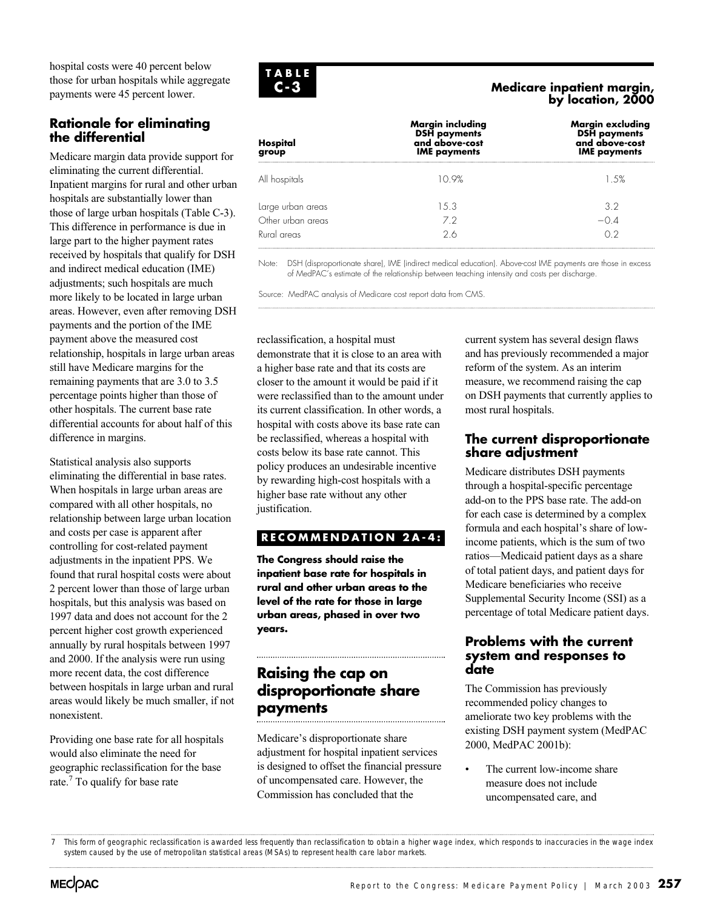hospital costs were 40 percent below those for urban hospitals while aggregate payments were 45 percent lower.

### Rationale for eliminating the differential

Medicare margin data provide support for eliminating the current differential. Inpatient margins for rural and other urban hospitals are substantially lower than those of large urban hospitals (Table C-3). This difference in performance is due in large part to the higher payment rates received by hospitals that qualify for DSH and indirect medical education (IME) adjustments; such hospitals are much more likely to be located in large urban areas. However, even after removing DSH payments and the portion of the IME payment above the measured cost relationship, hospitals in large urban areas still have Medicare margins for the remaining payments that are 3.0 to 3.5 percentage points higher than those of other hospitals. The current base rate differential accounts for about half of this difference in margins.

Statistical analysis also supports eliminating the differential in base rates. When hospitals in large urban areas are compared with all other hospitals, no relationship between large urban location and costs per case is apparent after controlling for cost-related payment adjustments in the inpatient PPS. We found that rural hospital costs were about 2 percent lower than those of large urban hospitals, but this analysis was based on 1997 data and does not account for the 2 percent higher cost growth experienced annually by rural hospitals between 1997 and 2000. If the analysis were run using more recent data, the cost difference between hospitals in large urban and rural areas would likely be much smaller, if not nonexistent.

Providing one base rate for all hospitals would also eliminate the need for geographic reclassification for the base rate.[7] To qualify for base rate reclassification, a hospital must demonstrate that it is close to an area with a higher base rate and that its costs are closer to the amount it would be paid if it were reclassified than to the amount under its current classification. In other words, a hospital with costs above its base rate can be reclassified, whereas a hospital with costs below its base rate cannot. This policy produces an undesirable incentive by rewarding high-cost hospitals with a higher base rate without any other justification.

**TABLE C-3**

**Medicare inpatient margin, by location, 2000**

| Hospital group | Margin including DSH payments and above-cost IME payments | Margin excluding DSH payments and above-cost IME payments |
|---|---|---|
| All hospitals | 10.9% | 1.5% |
| Large urban areas | 15.3 | 3.2 |
| Other urban areas | 7.2 | −0.4 |
| Rural areas | 2.6 | 0.2 |

Note: DSH (disproportionate share), IME (indirect medical education). Above-cost IME payments are those in excess of MedPAC's estimate of the relationship between teaching intensity and costs per discharge.

Source: MedPAC analysis of Medicare cost report data from CMS.

**RECOMMENDATION 2A-4:**

**The Congress should raise the inpatient base rate for hospitals in rural and other urban areas to the level of the rate for those in large urban areas, phased in over two years.**

## Raising the cap on disproportionate share payments

Medicare's disproportionate share adjustment for hospital inpatient services is designed to offset the financial pressure of uncompensated care. However, the Commission has concluded that the current system has several design flaws and has previously recommended a major reform of the system. As an interim measure, we recommend raising the cap on DSH payments that currently applies to most rural hospitals.

### The current disproportionate share adjustment

Medicare distributes DSH payments through a hospital-specific percentage add-on to the PPS base rate. The add-on for each case is determined by a complex formula and each hospital's share of low-income patients, which is the sum of two ratios—Medicaid patient days as a share of total patient days, and patient days for Medicare beneficiaries who receive Supplemental Security Income (SSI) as a percentage of total Medicare patient days.

### Problems with the current system and responses to date

The Commission has previously recommended policy changes to ameliorate two key problems with the existing DSH payment system (MedPAC 2000, MedPAC 2001b):

- The current low-income share measure does not include uncompensated care, and

7 This form of geographic reclassification is awarded less frequently than reclassification to obtain a higher wage index, which responds to inaccuracies in the wage index system caused by the use of metropolitan statistical areas (MSAs) to represent health care labor markets.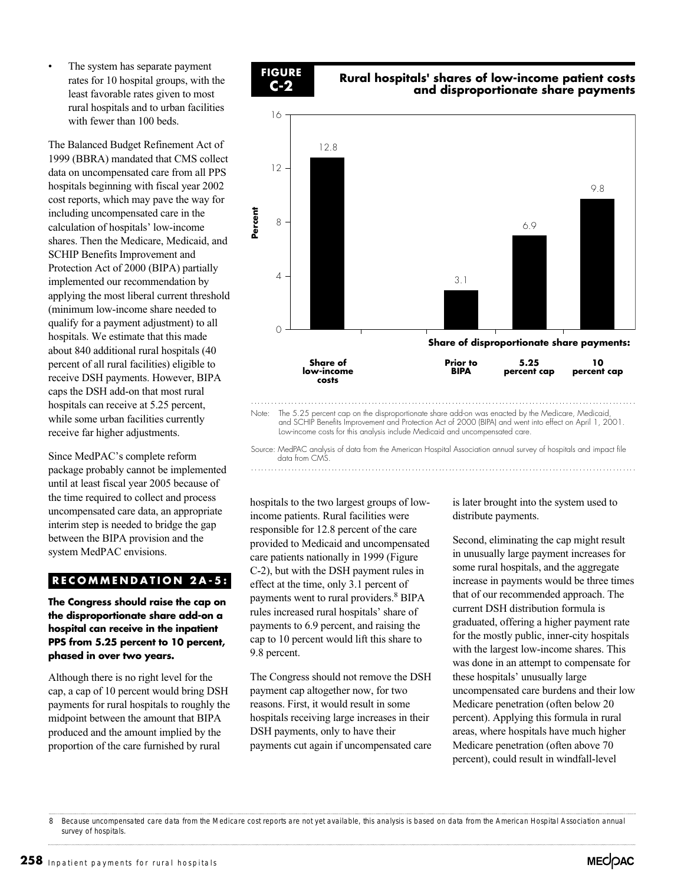- The system has separate payment rates for 10 hospital groups, with the least favorable rates given to most rural hospitals and to urban facilities with fewer than 100 beds.

The Balanced Budget Refinement Act of 1999 (BBRA) mandated that CMS collect data on uncompensated care from all PPS hospitals beginning with fiscal year 2002 cost reports, which may pave the way for including uncompensated care in the calculation of hospitals' low-income shares. Then the Medicare, Medicaid, and SCHIP Benefits Improvement and Protection Act of 2000 (BIPA) partially implemented our recommendation by applying the most liberal current threshold (minimum low-income share needed to qualify for a payment adjustment) to all hospitals. We estimate that this made about 840 additional rural hospitals (40 percent of all rural facilities) eligible to receive DSH payments. However, BIPA caps the DSH add-on that most rural hospitals can receive at 5.25 percent, while some urban facilities currently receive far higher adjustments.

Since MedPAC's complete reform package probably cannot be implemented until at least fiscal year 2005 because of the time required to collect and process uncompensated care data, an appropriate interim step is needed to bridge the gap between the BIPA provision and the system MedPAC envisions.

**RECOMMENDATION 2A-5:**

**The Congress should raise the cap on the disproportionate share add-on a hospital can receive in the inpatient PPS from 5.25 percent to 10 percent, phased in over two years.**

Although there is no right level for the cap, a cap of 10 percent would bring DSH payments for rural hospitals to roughly the midpoint between the amount that BIPA produced and the amount implied by the proportion of the care furnished by rural hospitals to the two largest groups of low-income patients. Rural facilities were responsible for 12.8 percent of the care provided to Medicaid and uncompensated care patients nationally in 1999 (Figure C-2), but with the DSH payment rules in effect at the time, only 3.1 percent of payments went to rural providers.[8] BIPA rules increased rural hospitals' share of payments to 6.9 percent, and raising the cap to 10 percent would lift this share to 9.8 percent.

**FIGURE C-2**

**Rural hospitals' shares of low-income patient costs and disproportionate share payments**

Percent

16
12
8
4
0

12.8
3.1
6.9
9.8

Share of low-income costs

Share of disproportionate share payments:

Prior to BIPA

5.25 percent cap

10 percent cap

Note: The 5.25 percent cap on the disproportionate share add-on was enacted by the Medicare, Medicaid, and SCHIP Benefits Improvement and Protection Act of 2000 (BIPA) and went into effect on April 1, 2001. Low-income costs for this analysis include Medicaid and uncompensated care.

Source: MedPAC analysis of data from the American Hospital Association annual survey of hospitals and impact file data from CMS.

The Congress should not remove the DSH payment cap altogether now, for two reasons. First, it would result in some hospitals receiving large increases in their DSH payments, only to have their payments cut again if uncompensated care is later brought into the system used to distribute payments.

Second, eliminating the cap might result in unusually large payment increases for some rural hospitals, and the aggregate increase in payments would be three times that of our recommended approach. The current DSH distribution formula is graduated, offering a higher payment rate for the mostly public, inner-city hospitals with the largest low-income shares. This was done in an attempt to compensate for these hospitals' unusually large uncompensated care burdens and their low Medicare penetration (often below 20 percent). Applying this formula in rural areas, where hospitals have much higher Medicare penetration (often above 70 percent), could result in windfall-level

8 Because uncompensated care data from the Medicare cost reports are not yet available, this analysis is based on data from the American Hospital Association annual survey of hospitals.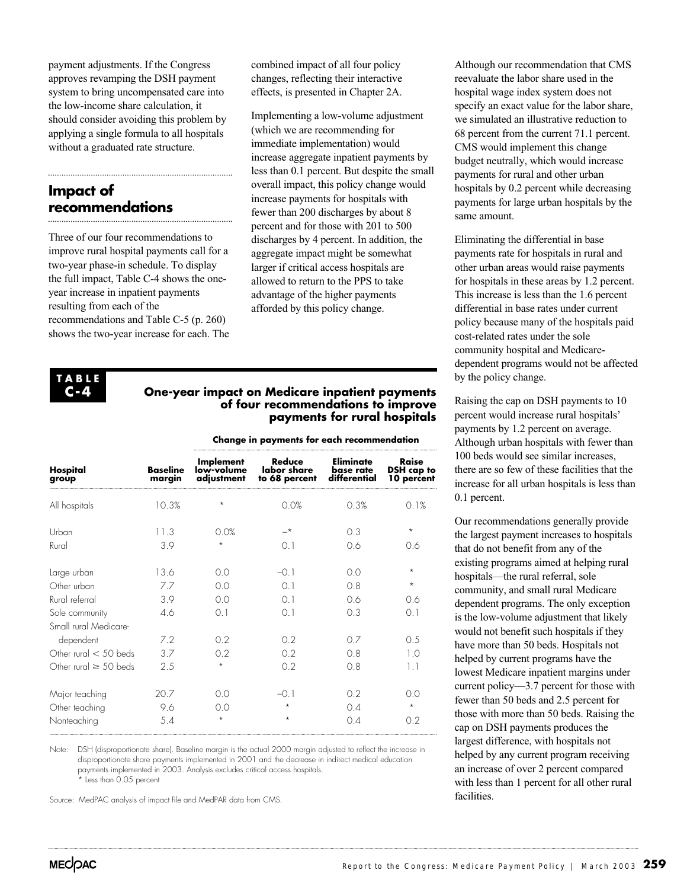payment adjustments. If the Congress approves revamping the DSH payment system to bring uncompensated care into the low-income share calculation, it should consider avoiding this problem by applying a single formula to all hospitals without a graduated rate structure.

## Impact of recommendations

Three of our four recommendations to improve rural hospital payments call for a two-year phase-in schedule. To display the full impact, Table C-4 shows the one-year increase in inpatient payments resulting from each of the recommendations and Table C-5 (p. 260) shows the two-year increase for each. The combined impact of all four policy changes, reflecting their interactive effects, is presented in Chapter 2A.

Implementing a low-volume adjustment (which we are recommending for immediate implementation) would increase aggregate inpatient payments by less than 0.1 percent. But despite the small overall impact, this policy change would increase payments for hospitals with fewer than 200 discharges by about 8 percent and for those with 201 to 500 discharges by 4 percent. In addition, the aggregate impact might be somewhat larger if critical access hospitals are allowed to return to the PPS to take advantage of the higher payments afforded by this policy change.

**TABLE C-4**

**One-year impact on Medicare inpatient payments of four recommendations to improve payments for rural hospitals**

| | | Change in payments for each recommendation | | | |
|---|---|---|---|---|---|
| Hospital group | Baseline margin | Implement low-volume adjustment | Reduce labor share to 68 percent | Eliminate base rate differential | Raise DSH cap to 10 percent |
| All hospitals | 10.3% | * | 0.0% | 0.3% | 0.1% |
| Urban | 11.3 | 0.0% | –* | 0.3 | * |
| Rural | 3.9 | * | 0.1 | 0.6 | 0.6 |
| Large urban | 13.6 | 0.0 | –0.1 | 0.0 | * |
| Other urban | 7.7 | 0.0 | 0.1 | 0.8 | * |
| Rural referral | 3.9 | 0.0 | 0.1 | 0.6 | 0.6 |
| Sole community | 4.6 | 0.1 | 0.1 | 0.3 | 0.1 |
| Small rural Medicare-dependent | 7.2 | 0.2 | 0.2 | 0.7 | 0.5 |
| Other rural < 50 beds | 3.7 | 0.2 | 0.2 | 0.8 | 1.0 |
| Other rural ≥ 50 beds | 2.5 | * | 0.2 | 0.8 | 1.1 |
| Major teaching | 20.7 | 0.0 | –0.1 | 0.2 | 0.0 |
| Other teaching | 9.6 | 0.0 | * | 0.4 | * |
| Nonteaching | 5.4 | * | * | 0.4 | 0.2 |

Note: DSH (disproportionate share). Baseline margin is the actual 2000 margin adjusted to reflect the increase in disproportionate share payments implemented in 2001 and the decrease in indirect medical education payments implemented in 2003. Analysis excludes critical access hospitals.
\* Less than 0.05 percent

Source: MedPAC analysis of impact file and MedPAR data from CMS.

Although our recommendation that CMS reevaluate the labor share used in the hospital wage index system does not specify an exact value for the labor share, we simulated an illustrative reduction to 68 percent from the current 71.1 percent. CMS would implement this change budget neutrally, which would increase payments for rural and other urban hospitals by 0.2 percent while decreasing payments for large urban hospitals by the same amount.

Eliminating the differential in base payments rate for hospitals in rural and other urban areas would raise payments for hospitals in these areas by 1.2 percent. This increase is less than the 1.6 percent differential in base rates under current policy because many of the hospitals paid cost-related rates under the sole community hospital and Medicare-dependent programs would not be affected by the policy change.

Raising the cap on DSH payments to 10 percent would increase rural hospitals' payments by 1.2 percent on average. Although urban hospitals with fewer than 100 beds would see similar increases, there are so few of these facilities that the increase for all urban hospitals is less than 0.1 percent.

Our recommendations generally provide the largest payment increases to hospitals that do not benefit from any of the existing programs aimed at helping rural hospitals—the rural referral, sole community, and small rural Medicare dependent programs. The only exception is the low-volume adjustment that likely would not benefit such hospitals if they have more than 50 beds. Hospitals not helped by current programs have the lowest Medicare inpatient margins under current policy—3.7 percent for those with fewer than 50 beds and 2.5 percent for those with more than 50 beds. Raising the cap on DSH payments produces the largest difference, with hospitals not helped by any current program receiving an increase of over 2 percent compared with less than 1 percent for all other rural facilities.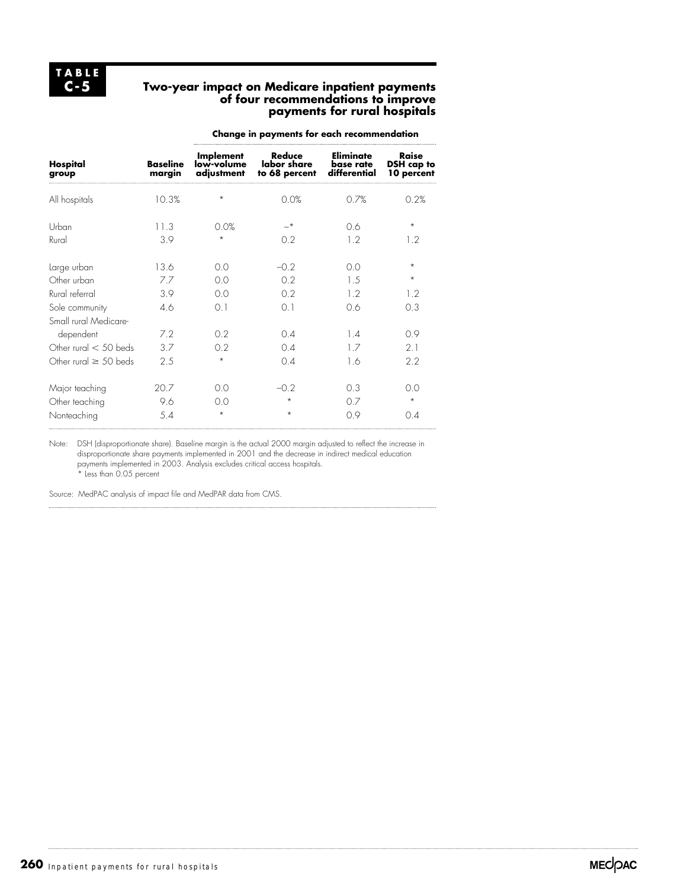**TABLE C-5**

### Two-year impact on Medicare inpatient payments of four recommendations to improve payments for rural hospitals

| Hospital group | Baseline margin | Change in payments for each recommendation | | | |
|---|---|---|---|---|---|
| | | Implement low-volume adjustment | Reduce labor share to 68 percent | Eliminate base rate differential | Raise DSH cap to 10 percent |
| All hospitals | 10.3% | * | 0.0% | 0.7% | 0.2% |
| Urban | 11.3 | 0.0% | –* | 0.6 | * |
| Rural | 3.9 | * | 0.2 | 1.2 | 1.2 |
| Large urban | 13.6 | 0.0 | –0.2 | 0.0 | * |
| Other urban | 7.7 | 0.0 | 0.2 | 1.5 | * |
| Rural referral | 3.9 | 0.0 | 0.2 | 1.2 | 1.2 |
| Sole community | 4.6 | 0.1 | 0.1 | 0.6 | 0.3 |
| Small rural Medicare-dependent | 7.2 | 0.2 | 0.4 | 1.4 | 0.9 |
| Other rural < 50 beds | 3.7 | 0.2 | 0.4 | 1.7 | 2.1 |
| Other rural ≥ 50 beds | 2.5 | * | 0.4 | 1.6 | 2.2 |
| Major teaching | 20.7 | 0.0 | –0.2 | 0.3 | 0.0 |
| Other teaching | 9.6 | 0.0 | * | 0.7 | * |
| Nonteaching | 5.4 | * | * | 0.9 | 0.4 |

Note: DSH (disproportionate share). Baseline margin is the actual 2000 margin adjusted to reflect the increase in disproportionate share payments implemented in 2001 and the decrease in indirect medical education payments implemented in 2003. Analysis excludes critical access hospitals.
* Less than 0.05 percent

Source: MedPAC analysis of impact file and MedPAR data from CMS.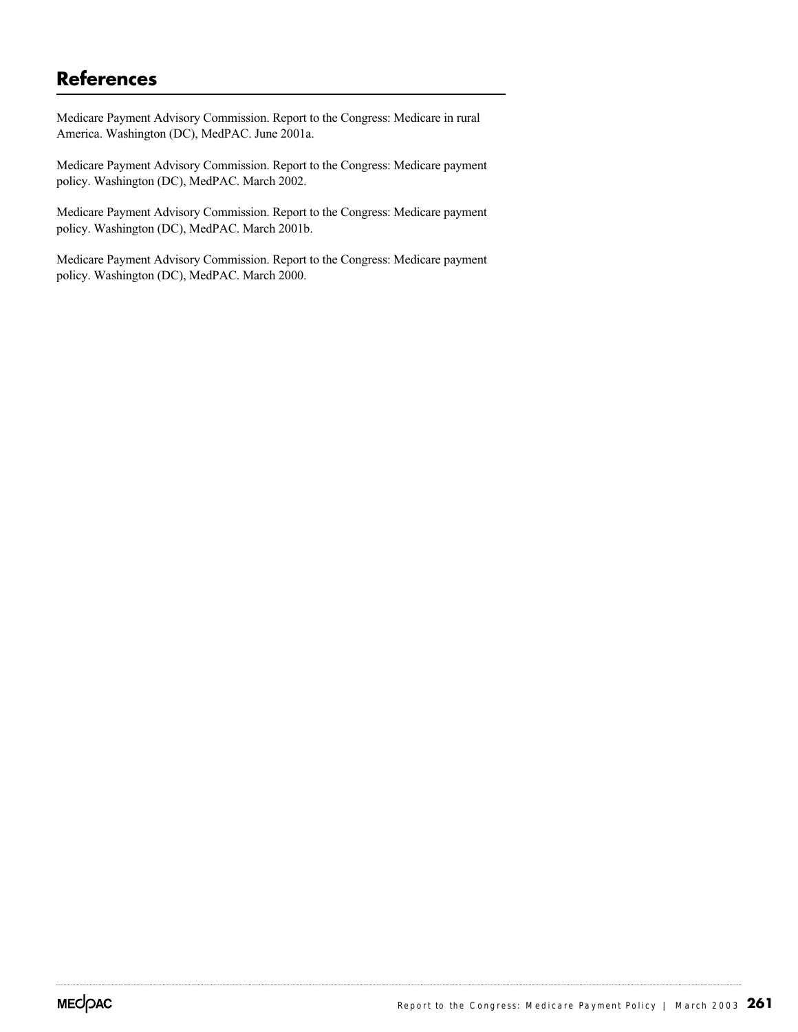## References

Medicare Payment Advisory Commission. Report to the Congress: Medicare in rural America. Washington (DC), MedPAC. June 2001a.

Medicare Payment Advisory Commission. Report to the Congress: Medicare payment policy. Washington (DC), MedPAC. March 2002.

Medicare Payment Advisory Commission. Report to the Congress: Medicare payment policy. Washington (DC), MedPAC. March 2001b.

Medicare Payment Advisory Commission. Report to the Congress: Medicare payment policy. Washington (DC), MedPAC. March 2000.